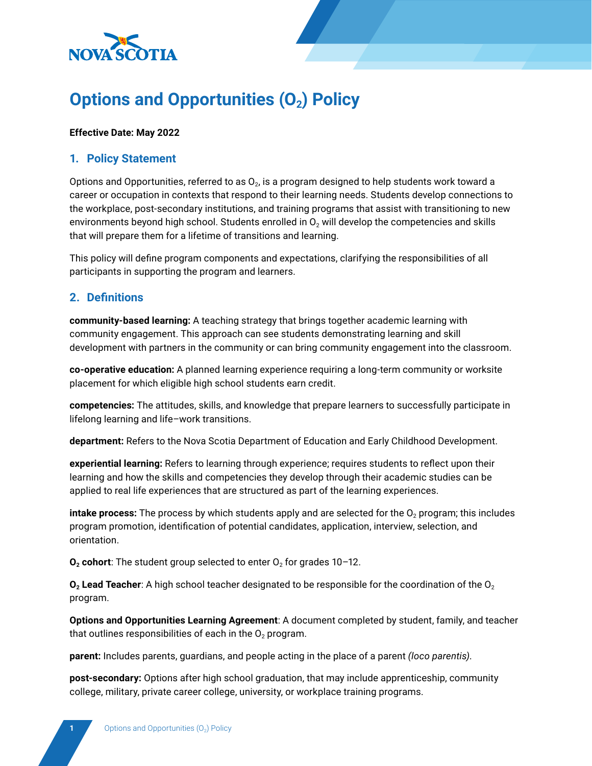# Options and Opportunities ($O_2$) Policy

**Effective Date: May 2022**

## 1. Policy Statement

Options and Opportunities, referred to as $O_2$, is a program designed to help students work toward a career or occupation in contexts that respond to their learning needs. Students develop connections to the workplace, post-secondary institutions, and training programs that assist with transitioning to new environments beyond high school. Students enrolled in $O_2$ will develop the competencies and skills that will prepare them for a lifetime of transitions and learning.

This policy will define program components and expectations, clarifying the responsibilities of all participants in supporting the program and learners.

## 2. Definitions

**community-based learning:** A teaching strategy that brings together academic learning with community engagement. This approach can see students demonstrating learning and skill development with partners in the community or can bring community engagement into the classroom.

**co-operative education:** A planned learning experience requiring a long-term community or worksite placement for which eligible high school students earn credit.

**competencies:** The attitudes, skills, and knowledge that prepare learners to successfully participate in lifelong learning and life–work transitions.

**department:** Refers to the Nova Scotia Department of Education and Early Childhood Development.

**experiential learning:** Refers to learning through experience; requires students to reflect upon their learning and how the skills and competencies they develop through their academic studies can be applied to real life experiences that are structured as part of the learning experiences.

**intake process:** The process by which students apply and are selected for the $O_2$ program; this includes program promotion, identification of potential candidates, application, interview, selection, and orientation.

**$O_2$ cohort**: The student group selected to enter $O_2$ for grades 10–12.

**$O_2$ Lead Teacher**: A high school teacher designated to be responsible for the coordination of the $O_2$ program.

**Options and Opportunities Learning Agreement**: A document completed by student, family, and teacher that outlines responsibilities of each in the $O_2$ program.

**parent:** Includes parents, guardians, and people acting in the place of a parent *(loco parentis)*.

**post-secondary:** Options after high school graduation, that may include apprenticeship, community college, military, private career college, university, or workplace training programs.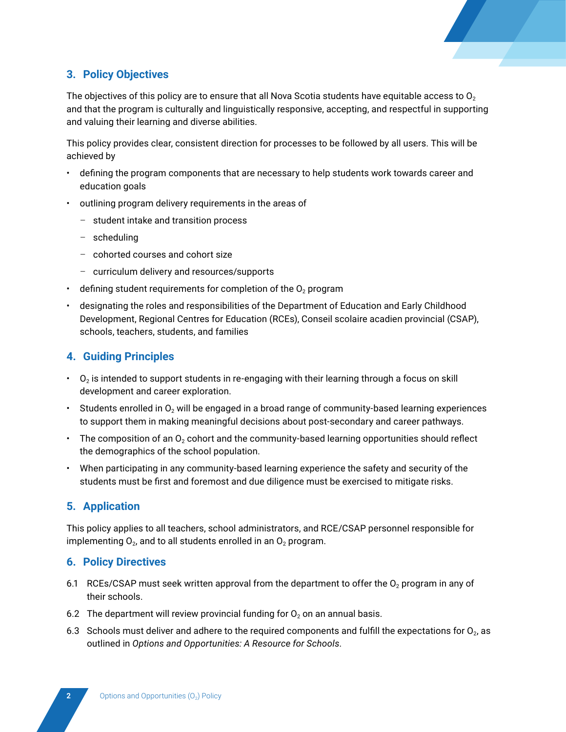## 3. Policy Objectives

The objectives of this policy are to ensure that all Nova Scotia students have equitable access to $O_2$ and that the program is culturally and linguistically responsive, accepting, and respectful in supporting and valuing their learning and diverse abilities.

This policy provides clear, consistent direction for processes to be followed by all users. This will be achieved by

- defining the program components that are necessary to help students work towards career and education goals
- outlining program delivery requirements in the areas of
  - student intake and transition process
  - scheduling
  - cohorted courses and cohort size
  - curriculum delivery and resources/supports
- defining student requirements for completion of the $O_2$ program
- designating the roles and responsibilities of the Department of Education and Early Childhood Development, Regional Centres for Education (RCEs), Conseil scolaire acadien provincial (CSAP), schools, teachers, students, and families

## 4. Guiding Principles

- $O_2$ is intended to support students in re-engaging with their learning through a focus on skill development and career exploration.
- Students enrolled in $O_2$ will be engaged in a broad range of community-based learning experiences to support them in making meaningful decisions about post-secondary and career pathways.
- The composition of an $O_2$ cohort and the community-based learning opportunities should reflect the demographics of the school population.
- When participating in any community-based learning experience the safety and security of the students must be first and foremost and due diligence must be exercised to mitigate risks.

## 5. Application

This policy applies to all teachers, school administrators, and RCE/CSAP personnel responsible for implementing $O_2$, and to all students enrolled in an $O_2$ program.

## 6. Policy Directives

6.1 RCEs/CSAP must seek written approval from the department to offer the $O_2$ program in any of their schools.

6.2 The department will review provincial funding for $O_2$ on an annual basis.

6.3 Schools must deliver and adhere to the required components and fulfill the expectations for $O_2$, as outlined in *Options and Opportunities: A Resource for Schools*.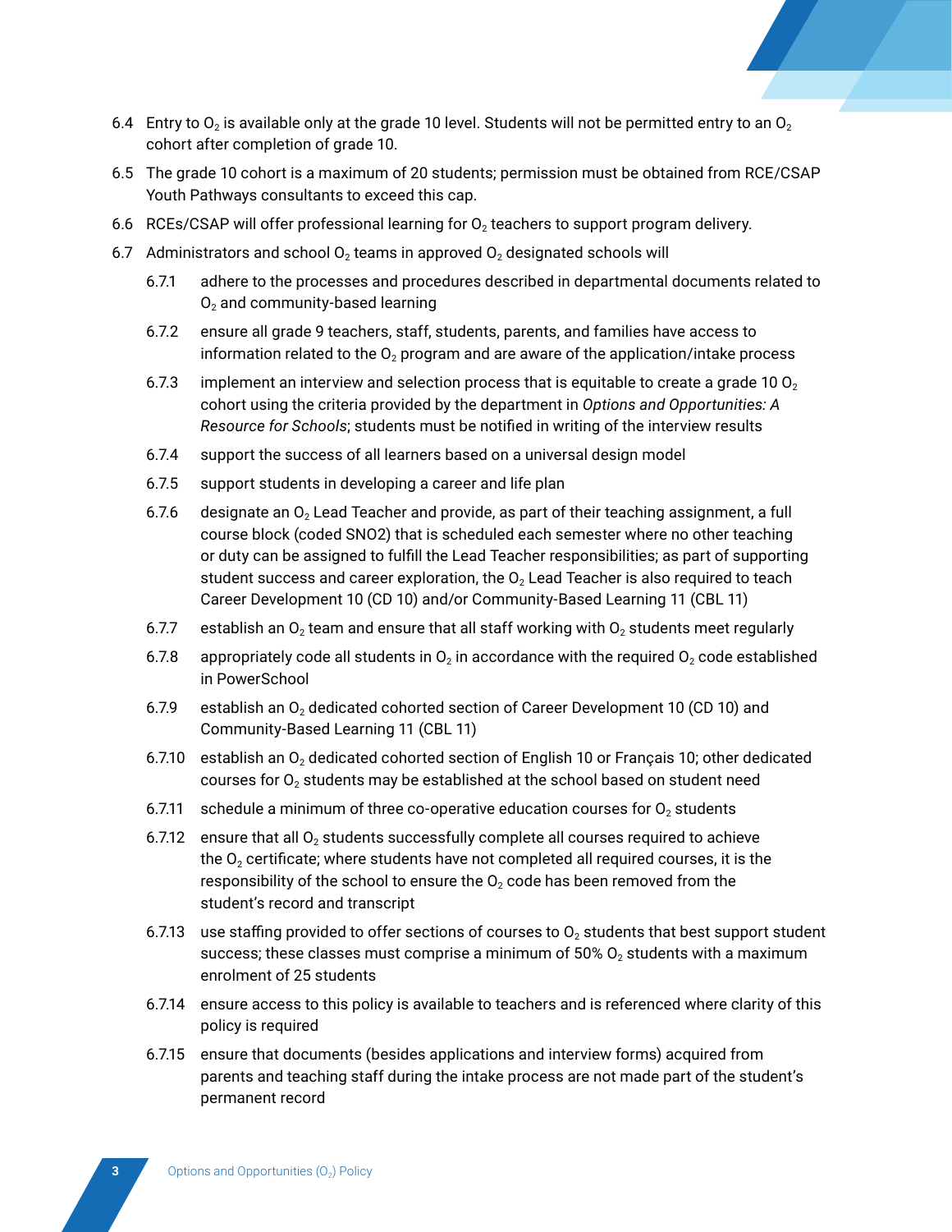6.4 Entry to $O_2$ is available only at the grade 10 level. Students will not be permitted entry to an $O_2$ cohort after completion of grade 10.

6.5 The grade 10 cohort is a maximum of 20 students; permission must be obtained from RCE/CSAP Youth Pathways consultants to exceed this cap.

6.6 RCEs/CSAP will offer professional learning for $O_2$ teachers to support program delivery.

6.7 Administrators and school $O_2$ teams in approved $O_2$ designated schools will

- 6.7.1 adhere to the processes and procedures described in departmental documents related to $O_2$ and community-based learning
- 6.7.2 ensure all grade 9 teachers, staff, students, parents, and families have access to information related to the $O_2$ program and are aware of the application/intake process
- 6.7.3 implement an interview and selection process that is equitable to create a grade 10 $O_2$ cohort using the criteria provided by the department in *Options and Opportunities: A Resource for Schools*; students must be notified in writing of the interview results
- 6.7.4 support the success of all learners based on a universal design model
- 6.7.5 support students in developing a career and life plan
- 6.7.6 designate an $O_2$ Lead Teacher and provide, as part of their teaching assignment, a full course block (coded SNO2) that is scheduled each semester where no other teaching or duty can be assigned to fulfill the Lead Teacher responsibilities; as part of supporting student success and career exploration, the $O_2$ Lead Teacher is also required to teach Career Development 10 (CD 10) and/or Community-Based Learning 11 (CBL 11)
- 6.7.7 establish an $O_2$ team and ensure that all staff working with $O_2$ students meet regularly
- 6.7.8 appropriately code all students in $O_2$ in accordance with the required $O_2$ code established in PowerSchool
- 6.7.9 establish an $O_2$ dedicated cohorted section of Career Development 10 (CD 10) and Community-Based Learning 11 (CBL 11)
- 6.7.10 establish an $O_2$ dedicated cohorted section of English 10 or Français 10; other dedicated courses for $O_2$ students may be established at the school based on student need
- 6.7.11 schedule a minimum of three co-operative education courses for $O_2$ students
- 6.7.12 ensure that all $O_2$ students successfully complete all courses required to achieve the $O_2$ certificate; where students have not completed all required courses, it is the responsibility of the school to ensure the $O_2$ code has been removed from the student's record and transcript
- 6.7.13 use staffing provided to offer sections of courses to $O_2$ students that best support student success; these classes must comprise a minimum of 50% $O_2$ students with a maximum enrolment of 25 students
- 6.7.14 ensure access to this policy is available to teachers and is referenced where clarity of this policy is required
- 6.7.15 ensure that documents (besides applications and interview forms) acquired from parents and teaching staff during the intake process are not made part of the student's permanent record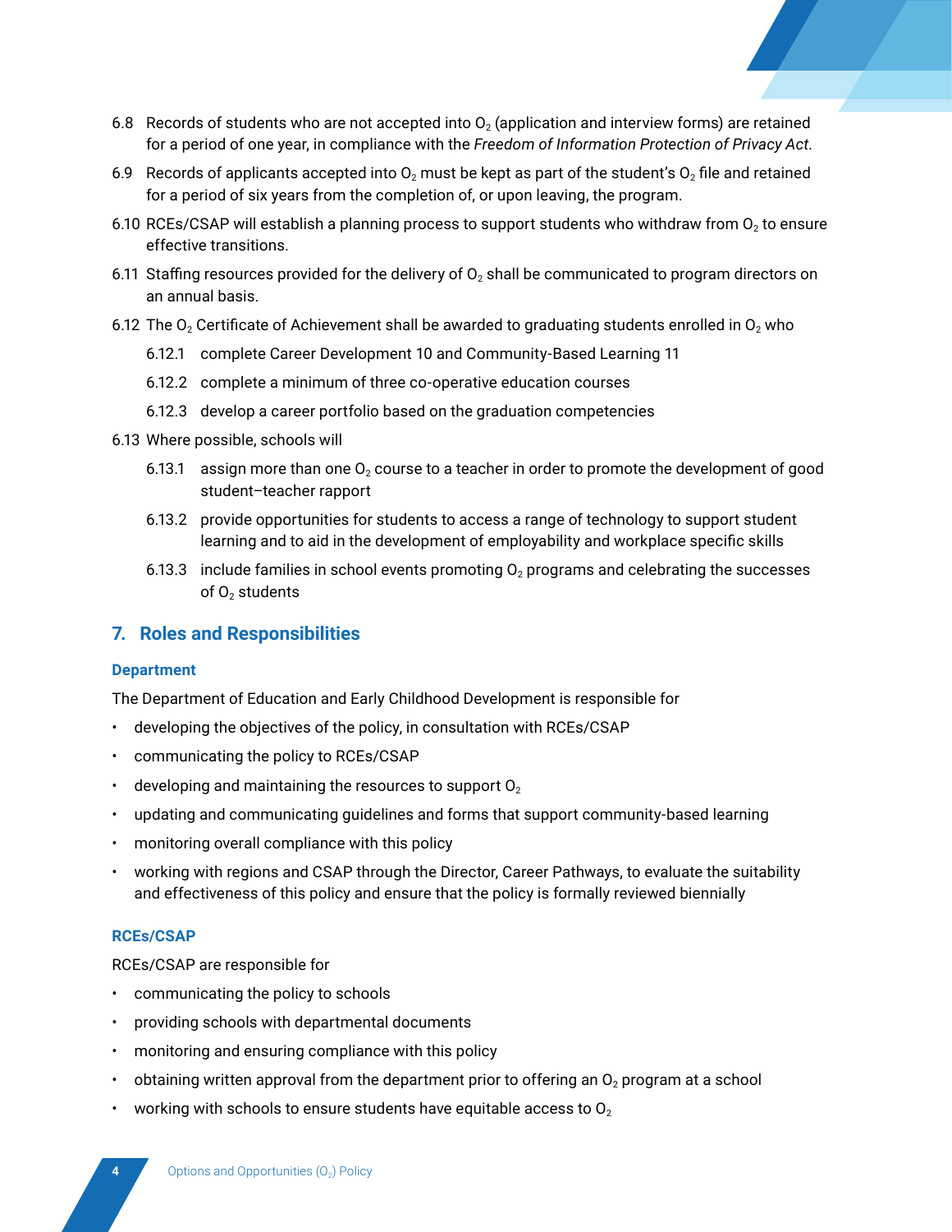6.8 Records of students who are not accepted into $O_2$ (application and interview forms) are retained for a period of one year, in compliance with the *Freedom of Information Protection of Privacy Act*.

6.9 Records of applicants accepted into $O_2$ must be kept as part of the student's $O_2$ file and retained for a period of six years from the completion of, or upon leaving, the program.

6.10 RCEs/CSAP will establish a planning process to support students who withdraw from $O_2$ to ensure effective transitions.

6.11 Staffing resources provided for the delivery of $O_2$ shall be communicated to program directors on an annual basis.

6.12 The $O_2$ Certificate of Achievement shall be awarded to graduating students enrolled in $O_2$ who

- 6.12.1 complete Career Development 10 and Community-Based Learning 11
- 6.12.2 complete a minimum of three co-operative education courses
- 6.12.3 develop a career portfolio based on the graduation competencies

6.13 Where possible, schools will

- 6.13.1 assign more than one $O_2$ course to a teacher in order to promote the development of good student–teacher rapport
- 6.13.2 provide opportunities for students to access a range of technology to support student learning and to aid in the development of employability and workplace specific skills
- 6.13.3 include families in school events promoting $O_2$ programs and celebrating the successes of $O_2$ students

## 7. Roles and Responsibilities

### Department

The Department of Education and Early Childhood Development is responsible for

- developing the objectives of the policy, in consultation with RCEs/CSAP
- communicating the policy to RCEs/CSAP
- developing and maintaining the resources to support $O_2$
- updating and communicating guidelines and forms that support community-based learning
- monitoring overall compliance with this policy
- working with regions and CSAP through the Director, Career Pathways, to evaluate the suitability and effectiveness of this policy and ensure that the policy is formally reviewed biennially

### RCEs/CSAP

RCEs/CSAP are responsible for

- communicating the policy to schools
- providing schools with departmental documents
- monitoring and ensuring compliance with this policy
- obtaining written approval from the department prior to offering an $O_2$ program at a school
- working with schools to ensure students have equitable access to $O_2$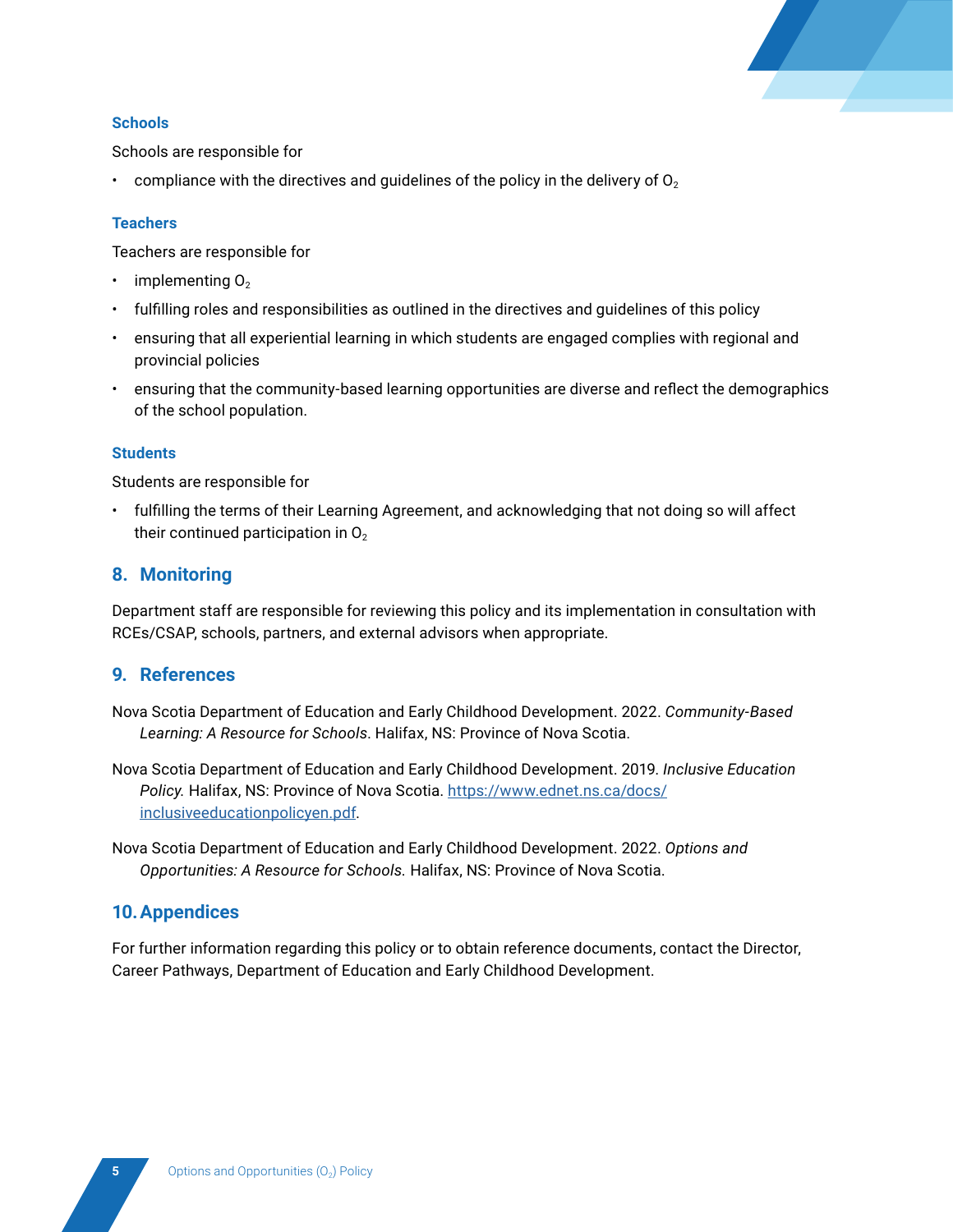### Schools

Schools are responsible for

- compliance with the directives and guidelines of the policy in the delivery of $O_2$

### Teachers

Teachers are responsible for

- implementing $O_2$
- fulfilling roles and responsibilities as outlined in the directives and guidelines of this policy
- ensuring that all experiential learning in which students are engaged complies with regional and provincial policies
- ensuring that the community-based learning opportunities are diverse and reflect the demographics of the school population.

### Students

Students are responsible for

- fulfilling the terms of their Learning Agreement, and acknowledging that not doing so will affect their continued participation in $O_2$

## 8. Monitoring

Department staff are responsible for reviewing this policy and its implementation in consultation with RCEs/CSAP, schools, partners, and external advisors when appropriate.

## 9. References

Nova Scotia Department of Education and Early Childhood Development. 2022. *Community-Based Learning: A Resource for Schools*. Halifax, NS: Province of Nova Scotia.

Nova Scotia Department of Education and Early Childhood Development. 2019. *Inclusive Education Policy.* Halifax, NS: Province of Nova Scotia. https://www.ednet.ns.ca/docs/inclusiveeducationpolicyen.pdf.

Nova Scotia Department of Education and Early Childhood Development. 2022. *Options and Opportunities: A Resource for Schools.* Halifax, NS: Province of Nova Scotia.

## 10. Appendices

For further information regarding this policy or to obtain reference documents, contact the Director, Career Pathways, Department of Education and Early Childhood Development.